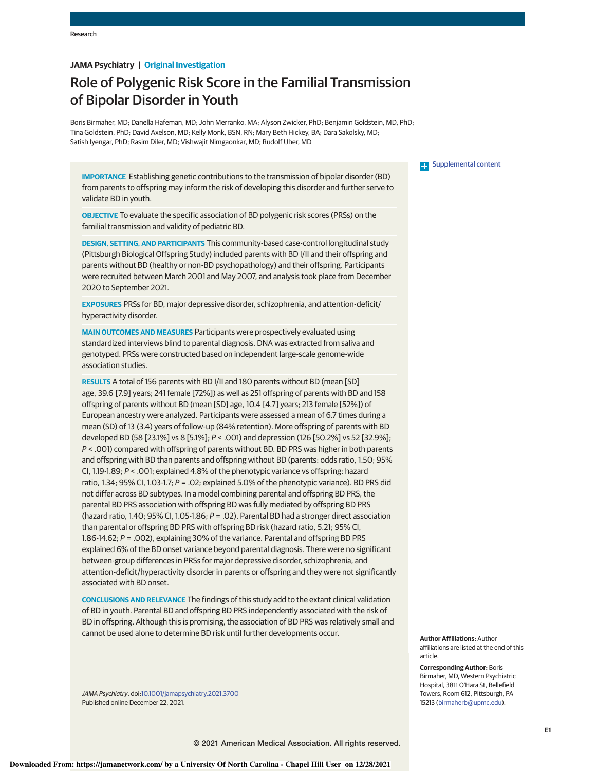Research

**JAMA Psychiatry | Original Investigation**

# Role of Polygenic Risk Score in the Familial Transmission of Bipolar Disorder in Youth

Boris Birmaher, MD; Danella Hafeman, MD; John Merranko, MA; Alyson Zwicker, PhD; Benjamin Goldstein, MD, PhD; Tina Goldstein, PhD; David Axelson, MD; Kelly Monk, BSN, RN; Mary Beth Hickey, BA; Dara Sakolsky, MD; Satish Iyengar, PhD; Rasim Diler, MD; Vishwajit Nimgaonkar, MD; Rudolf Uher, MD

Supplemental content

**IMPORTANCE** Establishing genetic contributions to the transmission of bipolar disorder (BD) from parents to offspring may inform the risk of developing this disorder and further serve to validate BD in youth.

**OBJECTIVE** To evaluate the specific association of BD polygenic risk scores (PRSs) on the familial transmission and validity of pediatric BD.

**DESIGN, SETTING, AND PARTICIPANTS** This community-based case-control longitudinal study (Pittsburgh Biological Offspring Study) included parents with BD I/II and their offspring and parents without BD (healthy or non-BD psychopathology) and their offspring. Participants were recruited between March 2001 and May 2007, and analysis took place from December 2020 to September 2021.

**EXPOSURES** PRSs for BD, major depressive disorder, schizophrenia, and attention-deficit/hyperactivity disorder.

**MAIN OUTCOMES AND MEASURES** Participants were prospectively evaluated using standardized interviews blind to parental diagnosis. DNA was extracted from saliva and genotyped. PRSs were constructed based on independent large-scale genome-wide association studies.

**RESULTS** A total of 156 parents with BD I/II and 180 parents without BD (mean [SD] age, 39.6 [7.9] years; 241 female [72%]) as well as 251 offspring of parents with BD and 158 offspring of parents without BD (mean [SD] age, 10.4 [4.7] years; 213 female [52%]) of European ancestry were analyzed. Participants were assessed a mean of 6.7 times during a mean (SD) of 13 (3.4) years of follow-up (84% retention). More offspring of parents with BD developed BD (58 [23.1%] vs 8 [5.1%]; *P* < .001) and depression (126 [50.2%] vs 52 [32.9%]; *P* < .001) compared with offspring of parents without BD. BD PRS was higher in both parents and offspring with BD than parents and offspring without BD (parents: odds ratio, 1.50; 95% CI, 1.19-1.89; *P* < .001; explained 4.8% of the phenotypic variance vs offspring: hazard ratio, 1.34; 95% CI, 1.03-1.7; *P* = .02; explained 5.0% of the phenotypic variance). BD PRS did not differ across BD subtypes. In a model combining parental and offspring BD PRS, the parental BD PRS association with offspring BD was fully mediated by offspring BD PRS (hazard ratio, 1.40; 95% CI, 1.05-1.86; *P* = .02). Parental BD had a stronger direct association than parental or offspring BD PRS with offspring BD risk (hazard ratio, 5.21; 95% CI, 1.86-14.62; *P* = .002), explaining 30% of the variance. Parental and offspring BD PRS explained 6% of the BD onset variance beyond parental diagnosis. There were no significant between-group differences in PRSs for major depressive disorder, schizophrenia, and attention-deficit/hyperactivity disorder in parents or offspring and they were not significantly associated with BD onset.

**CONCLUSIONS AND RELEVANCE** The findings of this study add to the extant clinical validation of BD in youth. Parental BD and offspring BD PRS independently associated with the risk of BD in offspring. Although this is promising, the association of BD PRS was relatively small and cannot be used alone to determine BD risk until further developments occur.

*JAMA Psychiatry*. doi:10.1001/jamapsychiatry.2021.3700
Published online December 22, 2021.

**Author Affiliations:** Author affiliations are listed at the end of this article.

**Corresponding Author:** Boris Birmaher, MD, Western Psychiatric Hospital, 3811 O'Hara St, Bellefield Towers, Room 612, Pittsburgh, PA 15213 (birmaherb@upmc.edu).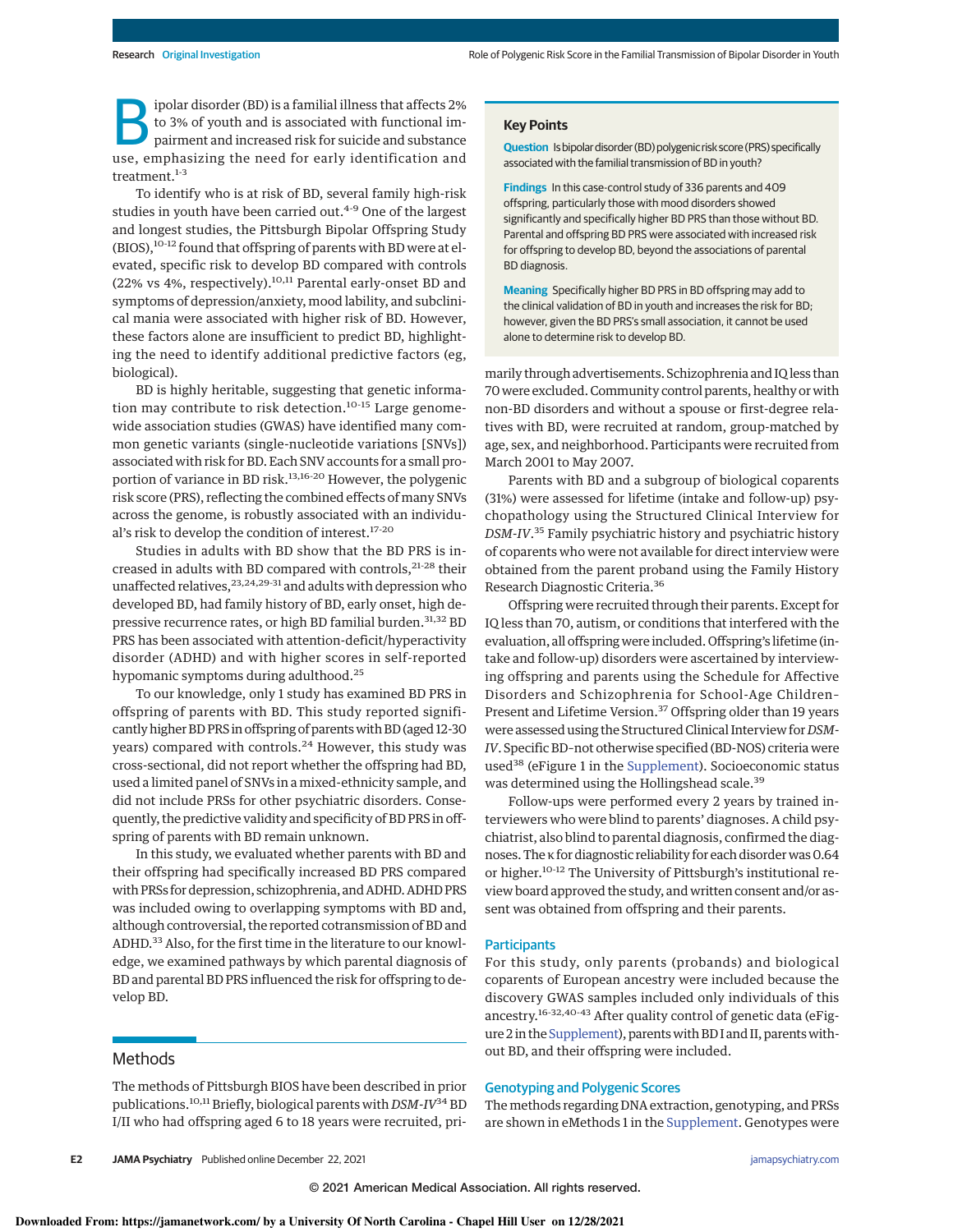Bipolar disorder (BD) is a familial illness that affects 2% to 3% of youth and is associated with functional impairment and increased risk for suicide and substance use, emphasizing the need for early identification and treatment.[1-3]

To identify who is at risk of BD, several family high-risk studies in youth have been carried out.[4-9] One of the largest and longest studies, the Pittsburgh Bipolar Offspring Study (BIOS),[10-12] found that offspring of parents with BD were at elevated, specific risk to develop BD compared with controls (22% vs 4%, respectively).[10,11] Parental early-onset BD and symptoms of depression/anxiety, mood lability, and subclinical mania were associated with higher risk of BD. However, these factors alone are insufficient to predict BD, highlighting the need to identify additional predictive factors (eg, biological).

BD is highly heritable, suggesting that genetic information may contribute to risk detection.[10-15] Large genome-wide association studies (GWAS) have identified many common genetic variants (single-nucleotide variations [SNVs]) associated with risk for BD. Each SNV accounts for a small proportion of variance in BD risk.[13,16-20] However, the polygenic risk score (PRS), reflecting the combined effects of many SNVs across the genome, is robustly associated with an individual's risk to develop the condition of interest.[17-20]

Studies in adults with BD show that the BD PRS is increased in adults with BD compared with controls,[21-28] their unaffected relatives,[23,24,29-31] and adults with depression who developed BD, had family history of BD, early onset, high depressive recurrence rates, or high BD familial burden.[31,32] BD PRS has been associated with attention-deficit/hyperactivity disorder (ADHD) and with higher scores in self-reported hypomanic symptoms during adulthood.[25]

To our knowledge, only 1 study has examined BD PRS in offspring of parents with BD. This study reported significantly higher BD PRS in offspring of parents with BD (aged 12-30 years) compared with controls.[24] However, this study was cross-sectional, did not report whether the offspring had BD, used a limited panel of SNVs in a mixed-ethnicity sample, and did not include PRSs for other psychiatric disorders. Consequently, the predictive validity and specificity of BD PRS in offspring of parents with BD remain unknown.

In this study, we evaluated whether parents with BD and their offspring had specifically increased BD PRS compared with PRSs for depression, schizophrenia, and ADHD. ADHD PRS was included owing to overlapping symptoms with BD and, although controversial, the reported cotransmission of BD and ADHD.[33] Also, for the first time in the literature to our knowledge, we examined pathways by which parental diagnosis of BD and parental BD PRS influenced the risk for offspring to develop BD.

> **Key Points**
>
> **Question** Is bipolar disorder (BD) polygenic risk score (PRS) specifically associated with the familial transmission of BD in youth?
>
> **Findings** In this case-control study of 336 parents and 409 offspring, particularly those with mood disorders showed significantly and specifically higher BD PRS than those without BD. Parental and offspring BD PRS were associated with increased risk for offspring to develop BD, beyond the associations of parental BD diagnosis.
>
> **Meaning** Specifically higher BD PRS in BD offspring may add to the clinical validation of BD in youth and increases the risk for BD; however, given the BD PRS's small association, it cannot be used alone to determine risk to develop BD.

## Methods

The methods of Pittsburgh BIOS have been described in prior publications.[10,11] Briefly, biological parents with *DSM-IV*[34] BD I/II who had offspring aged 6 to 18 years were recruited, primarily through advertisements. Schizophrenia and IQ less than 70 were excluded. Community control parents, healthy or with non-BD disorders and without a spouse or first-degree relatives with BD, were recruited at random, group-matched by age, sex, and neighborhood. Participants were recruited from March 2001 to May 2007.

Parents with BD and a subgroup of biological coparents (31%) were assessed for lifetime (intake and follow-up) psychopathology using the Structured Clinical Interview for *DSM-IV*.[35] Family psychiatric history and psychiatric history of coparents who were not available for direct interview were obtained from the parent proband using the Family History Research Diagnostic Criteria.[36]

Offspring were recruited through their parents. Except for IQ less than 70, autism, or conditions that interfered with the evaluation, all offspring were included. Offspring's lifetime (intake and follow-up) disorders were ascertained by interviewing offspring and parents using the Schedule for Affective Disorders and Schizophrenia for School-Age Children-Present and Lifetime Version.[37] Offspring older than 19 years were assessed using the Structured Clinical Interview for *DSM-IV*. Specific BD–not otherwise specified (BD-NOS) criteria were used[38] (eFigure 1 in the Supplement). Socioeconomic status was determined using the Hollingshead scale.[39]

Follow-ups were performed every 2 years by trained interviewers who were blind to parents' diagnoses. A child psychiatrist, also blind to parental diagnosis, confirmed the diagnoses. The κ for each diagnostic reliability for each disorder was 0.64 or higher.[10-12] The University of Pittsburgh's institutional review board approved the study, and written consent and/or assent was obtained from offspring and their parents.

### Participants

For this study, only parents (probands) and biological coparents of European ancestry were included because the discovery GWAS samples included only individuals of this ancestry.[16-32,40-43] After quality control of genetic data (eFigure 2 in the Supplement), parents with BD I and II, parents without BD, and their offspring were included.

### Genotyping and Polygenic Scores

The methods regarding DNA extraction, genotyping, and PRSs are shown in eMethods 1 in the Supplement. Genotypes were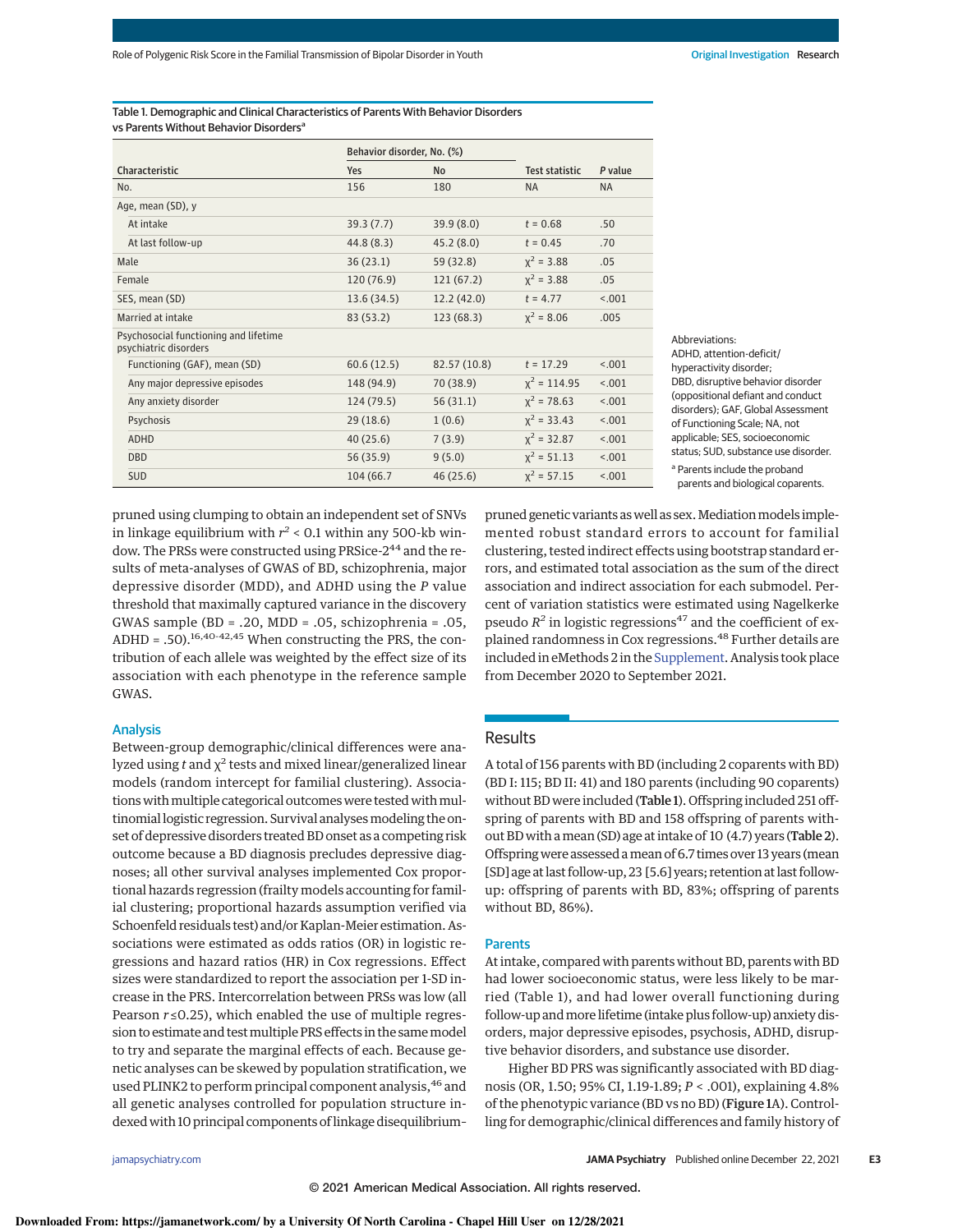Table 1. Demographic and Clinical Characteristics of Parents With Behavior Disorders vs Parents Without Behavior Disorders[a]

| Characteristic | Behavior disorder, No. (%) | | Test statistic | P value |
|---|---|---|---|---|
| | Yes | No | | |
| No. | 156 | 180 | NA | NA |
| Age, mean (SD), y | | | | |
| At intake | 39.3 (7.7) | 39.9 (8.0) | $t = 0.68$ | .50 |
| At last follow-up | 44.8 (8.3) | 45.2 (8.0) | $t = 0.45$ | .70 |
| Male | 36 (23.1) | 59 (32.8) | $\chi^2 = 3.88$ | .05 |
| Female | 120 (76.9) | 121 (67.2) | $\chi^2 = 3.88$ | .05 |
| SES, mean (SD) | 13.6 (34.5) | 12.2 (42.0) | $t = 4.77$ | <.001 |
| Married at intake | 83 (53.2) | 123 (68.3) | $\chi^2 = 8.06$ | .005 |
| Psychosocial functioning and lifetime psychiatric disorders | | | | |
| Functioning (GAF), mean (SD) | 60.6 (12.5) | 82.57 (10.8) | $t = 17.29$ | <.001 |
| Any major depressive episodes | 148 (94.9) | 70 (38.9) | $\chi^2 = 114.95$ | <.001 |
| Any anxiety disorder | 124 (79.5) | 56 (31.1) | $\chi^2 = 78.63$ | <.001 |
| Psychosis | 29 (18.6) | 1 (0.6) | $\chi^2 = 33.43$ | <.001 |
| ADHD | 40 (25.6) | 7 (3.9) | $\chi^2 = 32.87$ | <.001 |
| DBD | 56 (35.9) | 9 (5.0) | $\chi^2 = 51.13$ | <.001 |
| SUD | 104 (66.7 | 46 (25.6) | $\chi^2 = 57.15$ | <.001 |

Abbreviations: ADHD, attention-deficit/hyperactivity disorder; DBD, disruptive behavior disorder (oppositional defiant and conduct disorders); GAF, Global Assessment of Functioning Scale; NA, not applicable; SES, socioeconomic status; SUD, substance use disorder.

[a] Parents include the proband parents and biological coparents.

pruned using clumping to obtain an independent set of SNVs in linkage equilibrium with $r^2 < 0.1$ within any 500-kb window. The PRSs were constructed using PRSice-2[44] and the results of meta-analyses of GWAS of BD, schizophrenia, major depressive disorder (MDD), and ADHD using the *P* value threshold that maximally captured variance in the discovery GWAS sample (BD = .20, MDD = .05, schizophrenia = .05, ADHD = .50).[16,40-42,45] When constructing the PRS, the contribution of each allele was weighted by the effect size of its association with each phenotype in the reference sample GWAS.

### Analysis

Between-group demographic/clinical differences were analyzed using *t* and $\chi^2$ tests and mixed linear/generalized linear models (random intercept for familial clustering). Associations with multiple categorical outcomes were tested with multinomial logistic regression. Survival analyses modeling the onset of depressive disorders treated BD onset as a competing risk outcome because a BD diagnosis precludes depressive diagnoses; all other survival analyses implemented Cox proportional hazards regression (frailty models accounting for familial clustering; proportional hazards assumption verified via Schoenfeld residuals test) and/or Kaplan-Meier estimation. Associations were estimated as odds ratios (OR) in logistic regressions and hazard ratios (HR) in Cox regressions. Effect sizes were standardized to report the association per 1-SD increase in the PRS. Intercorrelation between PRSs was low (all Pearson $r \leq 0.25$), which enabled the use of multiple regression to estimate and test multiple PRS effects in the same model to try and separate the marginal effects of each. Because genetic analyses can be skewed by population stratification, we used PLINK2 to perform principal component analysis,[46] and all genetic analyses controlled for population structure indexed with 10 principal components of linkage disequilibrium–pruned genetic variants as well as sex. Mediation models implemented robust standard errors to account for familial clustering, tested indirect effects using bootstrap standard errors, and estimated total association as the sum of the direct association and indirect association for each submodel. Percent of variation statistics were estimated using Nagelkerke pseudo $R^2$ in logistic regressions[47] and the coefficient of explained randomness in Cox regressions.[48] Further details are included in eMethods 2 in the Supplement. Analysis took place from December 2020 to September 2021.

## Results

A total of 156 parents with BD (including 2 coparents with BD) (BD I: 115; BD II: 41) and 180 parents (including 90 coparents) without BD were included (**Table 1**). Offspring included 251 offspring of parents with BD and 158 offspring of parents without BD with a mean (SD) age at intake of 10 (4.7) years (**Table 2**). Offspring were assessed a mean of 6.7 times over 13 years (mean [SD] age at last follow-up, 23 [5.6] years; retention at last follow-up: offspring of parents with BD, 83%; offspring of parents without BD, 86%).

### Parents

At intake, compared with parents without BD, parents with BD had lower socioeconomic status, were less likely to be married (Table 1), and had lower overall functioning during follow-up and more lifetime (intake plus follow-up) anxiety disorders, major depressive episodes, psychosis, ADHD, disruptive behavior disorders, and substance use disorder.

Higher BD PRS was significantly associated with BD diagnosis (OR, 1.50; 95% CI, 1.19-1.89; $P < .001$), explaining 4.8% of the phenotypic variance (BD vs no BD) (**Figure 1**A). Controlling for demographic/clinical differences and family history of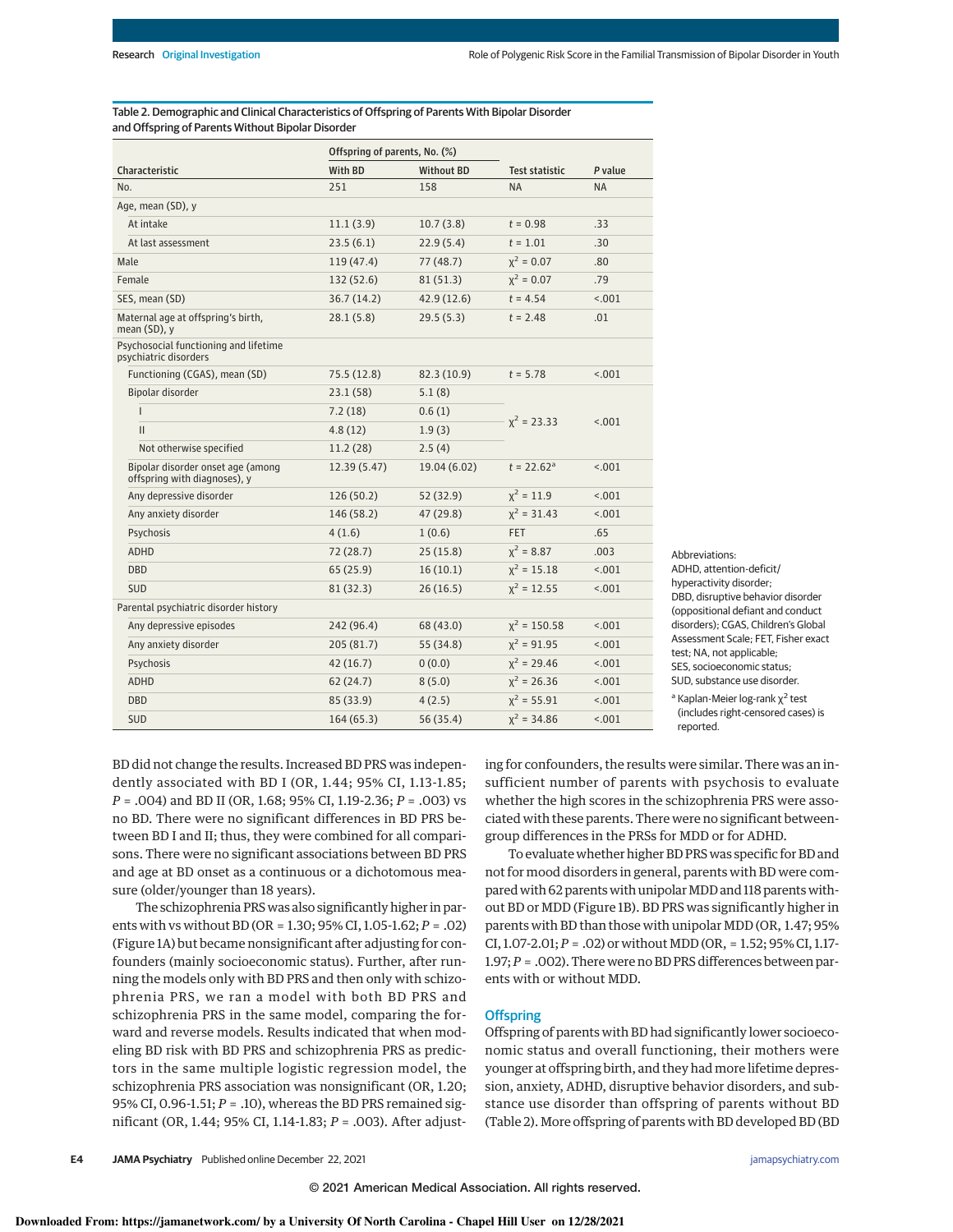Table 2. Demographic and Clinical Characteristics of Offspring of Parents With Bipolar Disorder and Offspring of Parents Without Bipolar Disorder

| Characteristic | Offspring of parents, No. (%) | | Test statistic | *P* value |
|---|---|---|---|---|
| | With BD | Without BD | | |
| No. | 251 | 158 | NA | NA |
| Age, mean (SD), y | | | | |
| At intake | 11.1 (3.9) | 10.7 (3.8) | *t* = 0.98 | .33 |
| At last assessment | 23.5 (6.1) | 22.9 (5.4) | *t* = 1.01 | .30 |
| Male | 119 (47.4) | 77 (48.7) | $\chi^2$ = 0.07 | .80 |
| Female | 132 (52.6) | 81 (51.3) | $\chi^2$ = 0.07 | .79 |
| SES, mean (SD) | 36.7 (14.2) | 42.9 (12.6) | *t* = 4.54 | <.001 |
| Maternal age at offspring's birth, mean (SD), y | 28.1 (5.8) | 29.5 (5.3) | *t* = 2.48 | .01 |
| Psychosocial functioning and lifetime psychiatric disorders | | | | |
| Functioning (CGAS), mean (SD) | 75.5 (12.8) | 82.3 (10.9) | *t* = 5.78 | <.001 |
| Bipolar disorder | 23.1 (58) | 5.1 (8) | $\chi^2$ = 23.33 | <.001 |
| I | 7.2 (18) | 0.6 (1) | | |
| II | 4.8 (12) | 1.9 (3) | | |
| Not otherwise specified | 11.2 (28) | 2.5 (4) | | |
| Bipolar disorder onset age (among offspring with diagnoses), y | 12.39 (5.47) | 19.04 (6.02) | *t* = 22.62[a] | <.001 |
| Any depressive disorder | 126 (50.2) | 52 (32.9) | $\chi^2$ = 11.9 | <.001 |
| Any anxiety disorder | 146 (58.2) | 47 (29.8) | $\chi^2$ = 31.43 | <.001 |
| Psychosis | 4 (1.6) | 1 (0.6) | FET | .65 |
| ADHD | 72 (28.7) | 25 (15.8) | $\chi^2$ = 8.87 | .003 |
| DBD | 65 (25.9) | 16 (10.1) | $\chi^2$ = 15.18 | <.001 |
| SUD | 81 (32.3) | 26 (16.5) | $\chi^2$ = 12.55 | <.001 |
| Parental psychiatric disorder history | | | | |
| Any depressive episodes | 242 (96.4) | 68 (43.0) | $\chi^2$ = 150.58 | <.001 |
| Any anxiety disorder | 205 (81.7) | 55 (34.8) | $\chi^2$ = 91.95 | <.001 |
| Psychosis | 42 (16.7) | 0 (0.0) | $\chi^2$ = 29.46 | <.001 |
| ADHD | 62 (24.7) | 8 (5.0) | $\chi^2$ = 26.36 | <.001 |
| DBD | 85 (33.9) | 4 (2.5) | $\chi^2$ = 55.91 | <.001 |
| SUD | 164 (65.3) | 56 (35.4) | $\chi^2$ = 34.86 | <.001 |

Abbreviations: ADHD, attention-deficit/hyperactivity disorder; DBD, disruptive behavior disorder (oppositional defiant and conduct disorders); CGAS, Children's Global Assessment Scale; FET, Fisher exact test; NA, not applicable; SES, socioeconomic status; SUD, substance use disorder.

[a] Kaplan-Meier log-rank $\chi^2$ test (includes right-censored cases) is reported.

BD did not change the results. Increased BD PRS was independently associated with BD I (OR, 1.44; 95% CI, 1.13-1.85; *P* = .004) and BD II (OR, 1.68; 95% CI, 1.19-2.36; *P* = .003) vs no BD. There were no significant differences in BD PRS between BD I and II; thus, they were combined for all comparisons. There were no significant associations between BD PRS and age at BD onset as a continuous or a dichotomous measure (older/younger than 18 years).

The schizophrenia PRS was also significantly higher in parents with vs without BD (OR = 1.30; 95% CI, 1.05-1.62; *P* = .02) (Figure 1A) but became nonsignificant after adjusting for confounders (mainly socioeconomic status). Further, after running the models only with BD PRS and then only with schizophrenia PRS, we ran a model with both BD PRS and schizophrenia PRS in the same model, comparing the forward and reverse models. Results indicated that when modeling BD risk with BD PRS and schizophrenia PRS as predictors in the same multiple logistic regression model, the schizophrenia PRS association was nonsignificant (OR, 1.20; 95% CI, 0.96-1.51; *P* = .10), whereas the BD PRS remained significant (OR, 1.44; 95% CI, 1.14-1.83; *P* = .003). After adjusting for confounders, the results were similar. There was an insufficient number of parents with psychosis to evaluate whether the high scores in the schizophrenia PRS were associated with these parents. There were no significant between-group differences in the PRSs for MDD or for ADHD.

To evaluate whether higher BD PRS was specific for BD and not for mood disorders in general, parents with BD were compared with 62 parents with unipolar MDD and 118 parents without BD or MDD (Figure 1B). BD PRS was significantly higher in parents with BD than those with unipolar MDD (OR, 1.47; 95% CI, 1.07-2.01; *P* = .02) or without MDD (OR, = 1.52; 95% CI, 1.17-1.97; *P* = .002). There were no BD PRS differences between parents with or without MDD.

## Offspring

Offspring of parents with BD had significantly lower socioeconomic status and overall functioning, their mothers were younger at offspring birth, and they had more lifetime depression, anxiety, ADHD, disruptive behavior disorders, and substance use disorder than offspring of parents without BD (Table 2). More offspring of parents with BD developed BD (BD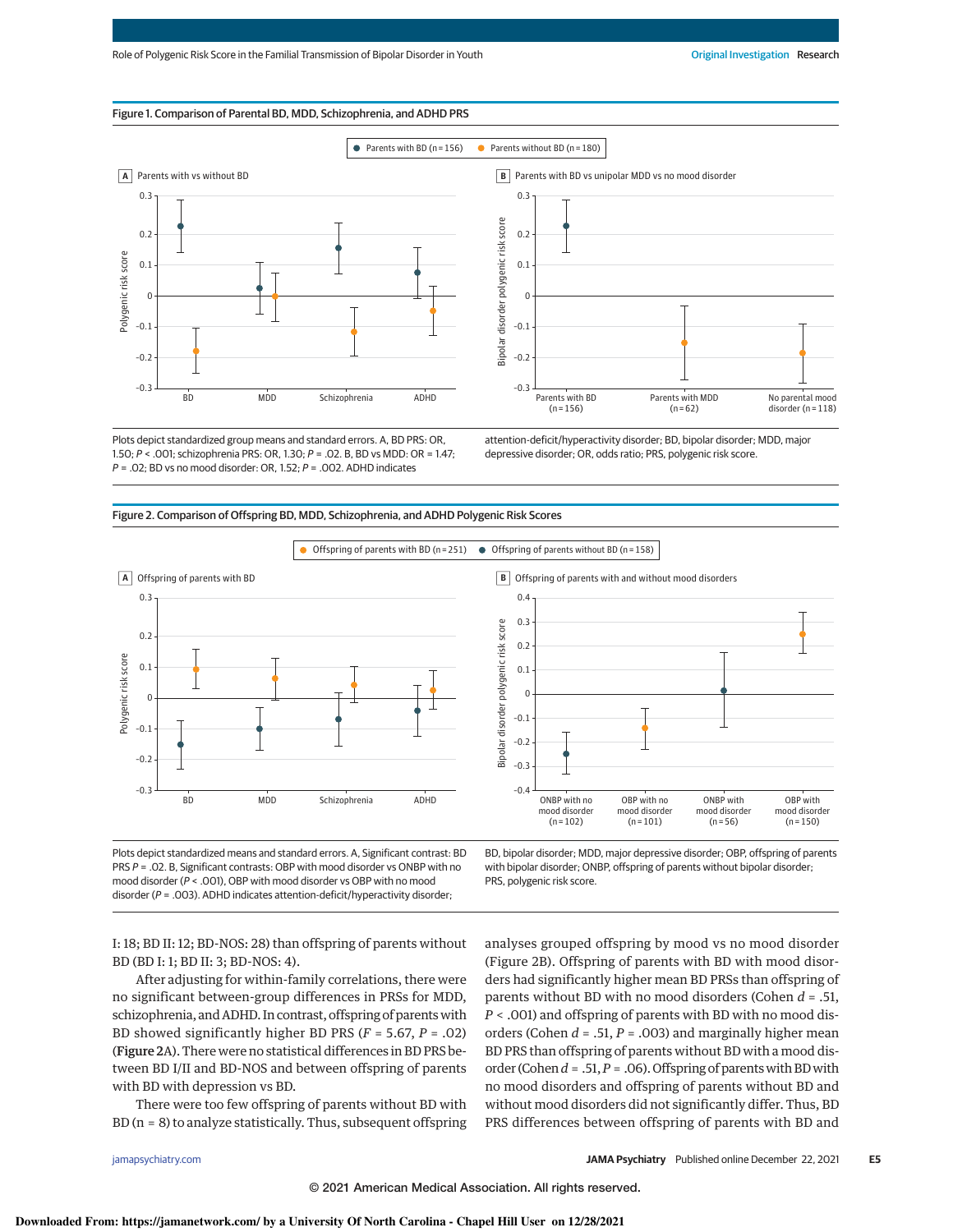Figure 1. Comparison of Parental BD, MDD, Schizophrenia, and ADHD PRS

Plots depict standardized group means and standard errors. A, BD PRS: OR, 1.50; $P < .001$; schizophrenia PRS: OR, 1.30; $P = .02$. B, BD vs MDD: OR = 1.47; $P = .02$; BD vs no mood disorder: OR, 1.52; $P = .002$. ADHD indicates attention-deficit/hyperactivity disorder; BD, bipolar disorder; MDD, major depressive disorder; OR, odds ratio; PRS, polygenic risk score.

Figure 2. Comparison of Offspring BD, MDD, Schizophrenia, and ADHD Polygenic Risk Scores

Plots depict standardized means and standard errors. A, Significant contrast: BD PRS $P = .02$. B, Significant contrasts: OBP with mood disorder vs ONBP with no mood disorder ($P < .001$), OBP with mood disorder vs OBP with no mood disorder ($P = .003$). ADHD indicates attention-deficit/hyperactivity disorder; BD, bipolar disorder; MDD, major depressive disorder; OBP, offspring of parents with bipolar disorder; ONBP, offspring of parents without bipolar disorder; PRS, polygenic risk score.

I: 18; BD II: 12; BD-NOS: 28) than offspring of parents without BD (BD I: 1; BD II: 3; BD-NOS: 4).

After adjusting for within-family correlations, there were no significant between-group differences in PRSs for MDD, schizophrenia, and ADHD. In contrast, offspring of parents with BD showed significantly higher BD PRS ($F = 5.67$, $P = .02$) (Figure 2A). There were no statistical differences in BD PRS between BD I/II and BD-NOS and between offspring of parents with BD with depression vs BD.

There were too few offspring of parents without BD with BD (n = 8) to analyze statistically. Thus, subsequent offspring analyses grouped offspring by mood vs no mood disorder (Figure 2B). Offspring of parents with BD with mood disorders had significantly higher mean BD PRSs than offspring of parents without BD with no mood disorders (Cohen $d = .51$, $P < .001$) and offspring of parents with BD with no mood disorders (Cohen $d = .51$, $P = .003$) and marginally higher mean BD PRS than offspring of parents without BD with a mood disorder (Cohen $d = .51$, $P = .06$). Offspring of parents with BD with no mood disorders and offspring of parents without BD and without mood disorders did not significantly differ. Thus, BD PRS differences between offspring of parents with BD and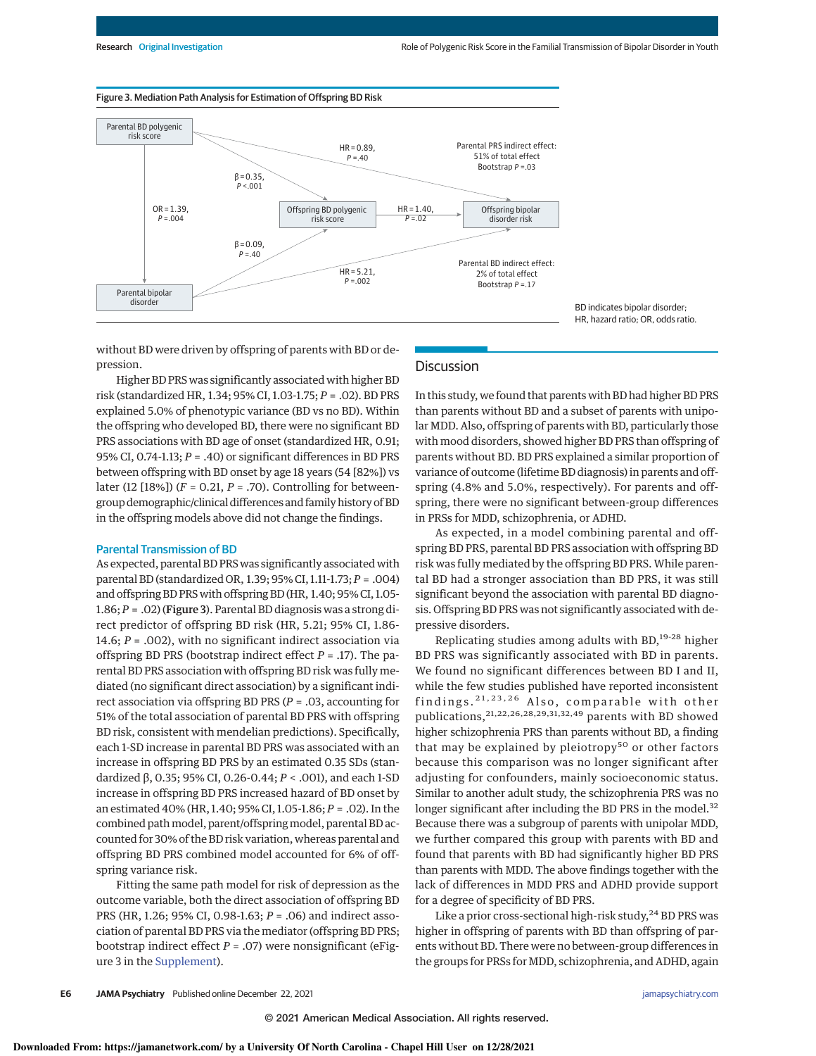Figure 3. Mediation Path Analysis for Estimation of Offspring BD Risk

Parental BD polygenic risk score → Offspring BD polygenic risk score: β = 0.35, P < .001
Parental BD polygenic risk score → Offspring bipolar disorder risk: HR = 0.89, P = .40
Parental BD polygenic risk score → Parental bipolar disorder: OR = 1.39, P = .004
Parental bipolar disorder → Offspring BD polygenic risk score: β = 0.09, P = .40
Parental bipolar disorder → Offspring bipolar disorder risk: HR = 5.21, P = .002
Offspring BD polygenic risk score → Offspring bipolar disorder risk: HR = 1.40, P = .02

Parental PRS indirect effect: 51% of total effect, Bootstrap P = .03

Parental BD indirect effect: 2% of total effect, Bootstrap P = .17

BD indicates bipolar disorder; HR, hazard ratio; OR, odds ratio.

without BD were driven by offspring of parents with BD or depression.

Higher BD PRS was significantly associated with higher BD risk (standardized HR, 1.34; 95% CI, 1.03-1.75; *P* = .02). BD PRS explained 5.0% of phenotypic variance (BD vs no BD). Within the offspring who developed BD, there were no significant BD PRS associations with BD age of onset (standardized HR, 0.91; 95% CI, 0.74-1.13; *P* = .40) or significant differences in BD PRS between offspring with BD onset by age 18 years (54 [82%]) vs later (12 [18%]) (*F* = 0.21, *P* = .70). Controlling for between-group demographic/clinical differences and family history of BD in the offspring models above did not change the findings.

### Parental Transmission of BD

As expected, parental BD PRS was significantly associated with parental BD (standardized OR, 1.39; 95% CI, 1.11-1.73; *P* = .004) and offspring BD PRS with offspring BD (HR, 1.40; 95% CI, 1.05-1.86; *P* = .02) (**Figure 3**). Parental BD diagnosis was a strong direct predictor of offspring BD risk (HR, 5.21; 95% CI, 1.86-14.6; *P* = .002), with no significant indirect association via offspring BD PRS (bootstrap indirect effect *P* = .17). The parental BD PRS association with offspring BD risk was fully mediated (no significant direct association) by a significant indirect association via offspring BD PRS (*P* = .03, accounting for 51% of the total association of parental BD PRS with offspring BD risk, consistent with mendelian predictions). Specifically, each 1-SD increase in parental BD PRS was associated with an increase in offspring BD PRS by an estimated 0.35 SDs (standardized β, 0.35; 95% CI, 0.26-0.44; *P* < .001), and each 1-SD increase in offspring BD PRS increased hazard of BD onset by an estimated 40% (HR, 1.40; 95% CI, 1.05-1.86; *P* = .02). In the combined path model, parent/offspring model, parental BD accounted for 30% of the BD risk variation, whereas parental and offspring BD PRS combined model accounted for 6% of offspring variance risk.

Fitting the same path model for risk of depression as the outcome variable, both the direct association of offspring BD PRS (HR, 1.26; 95% CI, 0.98-1.63; *P* = .06) and indirect association of parental BD PRS via the mediator (offspring BD PRS; bootstrap indirect effect *P* = .07) were nonsignificant (eFigure 3 in the Supplement).

## Discussion

In this study, we found that parents with BD had higher BD PRS than parents without BD and a subset of parents with unipolar MDD. Also, offspring of parents with BD, particularly those with mood disorders, showed higher BD PRS than offspring of parents without BD. BD PRS explained a similar proportion of variance of outcome (lifetime BD diagnosis) in parents and offspring (4.8% and 5.0%, respectively). For parents and offspring, there were no significant between-group differences in PRSs for MDD, schizophrenia, or ADHD.

As expected, in a model combining parental and offspring BD PRS, parental BD PRS association with offspring BD risk was fully mediated by the offspring BD PRS. While parental BD had a stronger association than BD PRS, it was still significant beyond the association with parental BD diagnosis. Offspring BD PRS was not significantly associated with depressive disorders.

Replicating studies among adults with BD,[19-28] higher BD PRS was significantly associated with BD in parents. We found no significant differences between BD I and II, while the few studies published have reported inconsistent findings.[21,23,26] Also, comparable with other publications,[21,22,26,28,29,31,32,49] parents with BD showed higher schizophrenia PRS than parents without BD, a finding that may be explained by pleiotropy[50] or other factors because this comparison was no longer significant after adjusting for confounders, mainly socioeconomic status. Similar to another adult study, the schizophrenia PRS was no longer significant after including the BD PRS in the model.[32] Because there was a subgroup of parents with unipolar MDD, we further compared this group with parents with BD and found that parents with BD had significantly higher BD PRS than parents with MDD. The above findings together with the lack of differences in MDD PRS and ADHD provide support for a degree of specificity of BD PRS.

Like a prior cross-sectional high-risk study,[24] BD PRS was higher in offspring of parents with BD than offspring of parents without BD. There were no between-group differences in the groups for PRSs for MDD, schizophrenia, and ADHD, again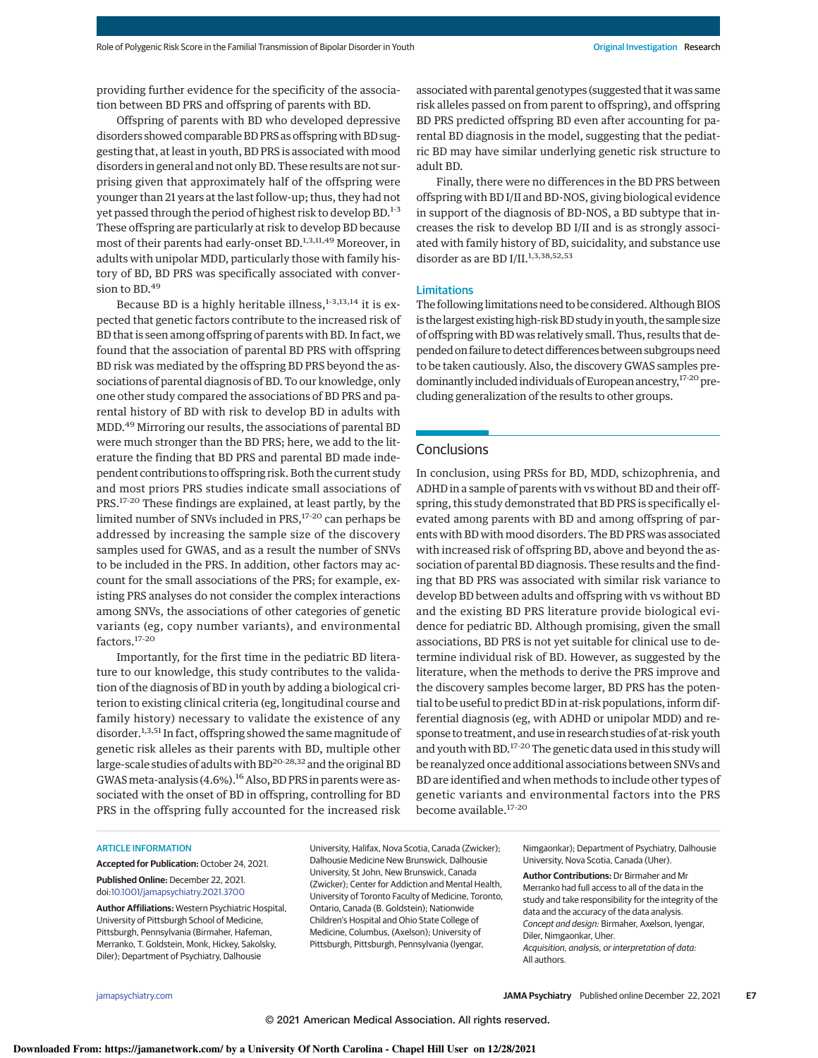providing further evidence for the specificity of the association between BD PRS and offspring of parents with BD.

Offspring of parents with BD who developed depressive disorders showed comparable BD PRS as offspring with BD suggesting that, at least in youth, BD PRS is associated with mood disorders in general and not only BD. These results are not surprising given that approximately half of the offspring were younger than 21 years at the last follow-up; thus, they had not yet passed through the period of highest risk to develop BD.[1-3] These offspring are particularly at risk to develop BD because most of their parents had early-onset BD.[1,3,11,49] Moreover, in adults with unipolar MDD, particularly those with family history of BD, BD PRS was specifically associated with conversion to BD.[49]

Because BD is a highly heritable illness,[1-3,13,14] it is expected that genetic factors contribute to the increased risk of BD that is seen among offspring of parents with BD. In fact, we found that the association of parental BD PRS with offspring BD risk was mediated by the offspring BD PRS beyond the associations of parental diagnosis of BD. To our knowledge, only one other study compared the associations of BD PRS and parental history of BD with risk to develop BD in adults with MDD.[49] Mirroring our results, the associations of parental BD were much stronger than the BD PRS; here, we add to the literature the finding that BD PRS and parental BD made independent contributions to offspring risk. Both the current study and most priors PRS studies indicate small associations of PRS.[17-20] These findings are explained, at least partly, by the limited number of SNVs included in PRS,[17-20] can perhaps be addressed by increasing the sample size of the discovery samples used for GWAS, and as a result the number of SNVs to be included in the PRS. In addition, other factors may account for the small associations of the PRS; for example, existing PRS analyses do not consider the complex interactions among SNVs, the associations of other categories of genetic variants (eg, copy number variants), and environmental factors.[17-20]

Importantly, for the first time in the pediatric BD literature to our knowledge, this study contributes to the validation of the diagnosis of BD in youth by adding a biological criterion to existing clinical criteria (eg, longitudinal course and family history) necessary to validate the existence of any disorder.[1,3,51] In fact, offspring showed the same magnitude of genetic risk alleles as their parents with BD, multiple other large-scale studies of adults with BD[20-28,32] and the original BD GWAS meta-analysis (4.6%).[16] Also, BD PRS in parents were associated with the onset of BD in offspring, controlling for BD PRS in the offspring fully accounted for the increased risk associated with parental genotypes (suggested that it was same risk alleles passed on from parent to offspring), and offspring BD PRS predicted offspring BD even after accounting for parental BD diagnosis in the model, suggesting that the pediatric BD may have similar underlying genetic risk structure to adult BD.

Finally, there were no differences in the BD PRS between offspring with BD I/II and BD-NOS, giving biological evidence in support of the diagnosis of BD-NOS, a BD subtype that increases the risk to develop BD I/II and is as strongly associated with family history of BD, suicidality, and substance use disorder as are BD I/II.[1,3,38,52,53]

### Limitations

The following limitations need to be considered. Although BIOS is the largest existing high-risk BD study in youth, the sample size of offspring with BD was relatively small. Thus, results that depended on failure to detect differences between subgroups need to be taken cautiously. Also, the discovery GWAS samples predominantly included individuals of European ancestry,[17-20] precluding generalization of the results to other groups.

## Conclusions

In conclusion, using PRSs for BD, MDD, schizophrenia, and ADHD in a sample of parents with vs without BD and their offspring, this study demonstrated that BD PRS is specifically elevated among parents with BD and among offspring of parents with BD with mood disorders. The BD PRS was associated with increased risk of offspring BD, above and beyond the association of parental BD diagnosis. These results and the finding that BD PRS was associated with similar risk variance to develop BD between adults and offspring with vs without BD and the existing BD PRS literature provide biological evidence for pediatric BD. Although promising, given the small associations, BD PRS is not yet suitable for clinical use to determine individual risk of BD. However, as suggested by the literature, when the methods to derive the PRS improve and the discovery samples become larger, BD PRS has the potential to be useful to predict BD in at-risk populations, inform differential diagnosis (eg, with ADHD or unipolar MDD) and response to treatment, and use in research studies of at-risk youth and youth with BD.[17-20] The genetic data used in this study will be reanalyzed once additional associations between SNVs and BD are identified and when methods to include other types of genetic variants and environmental factors into the PRS become available.[17-20]

ARTICLE INFORMATION

**Accepted for Publication:** October 24, 2021.

**Published Online:** December 22, 2021. doi:10.1001/jamapsychiatry.2021.3700

**Author Affiliations:** Western Psychiatric Hospital, University of Pittsburgh School of Medicine, Pittsburgh, Pennsylvania (Birmaher, Hafeman, Merranko, T. Goldstein, Monk, Hickey, Sakolsky, Diler); Department of Psychiatry, Dalhousie University, Halifax, Nova Scotia, Canada (Zwicker); Dalhousie Medicine New Brunswick, Dalhousie University, St John, New Brunswick, Canada (Zwicker); Center for Addiction and Mental Health, University of Toronto Faculty of Medicine, Toronto, Ontario, Canada (B. Goldstein); Nationwide Children's Hospital and Ohio State College of Medicine, Columbus, (Axelson); University of Pittsburgh, Pittsburgh, Pennsylvania (Iyengar, Nimgaonkar); Department of Psychiatry, Dalhousie University, Nova Scotia, Canada (Uher).

**Author Contributions:** Dr Birmaher and Mr Merranko had full access to all of the data in the study and take responsibility for the integrity of the data and the accuracy of the data analysis.
*Concept and design:* Birmaher, Axelson, Iyengar, Diler, Nimgaonkar, Uher.
*Acquisition, analysis, or interpretation of data:* All authors.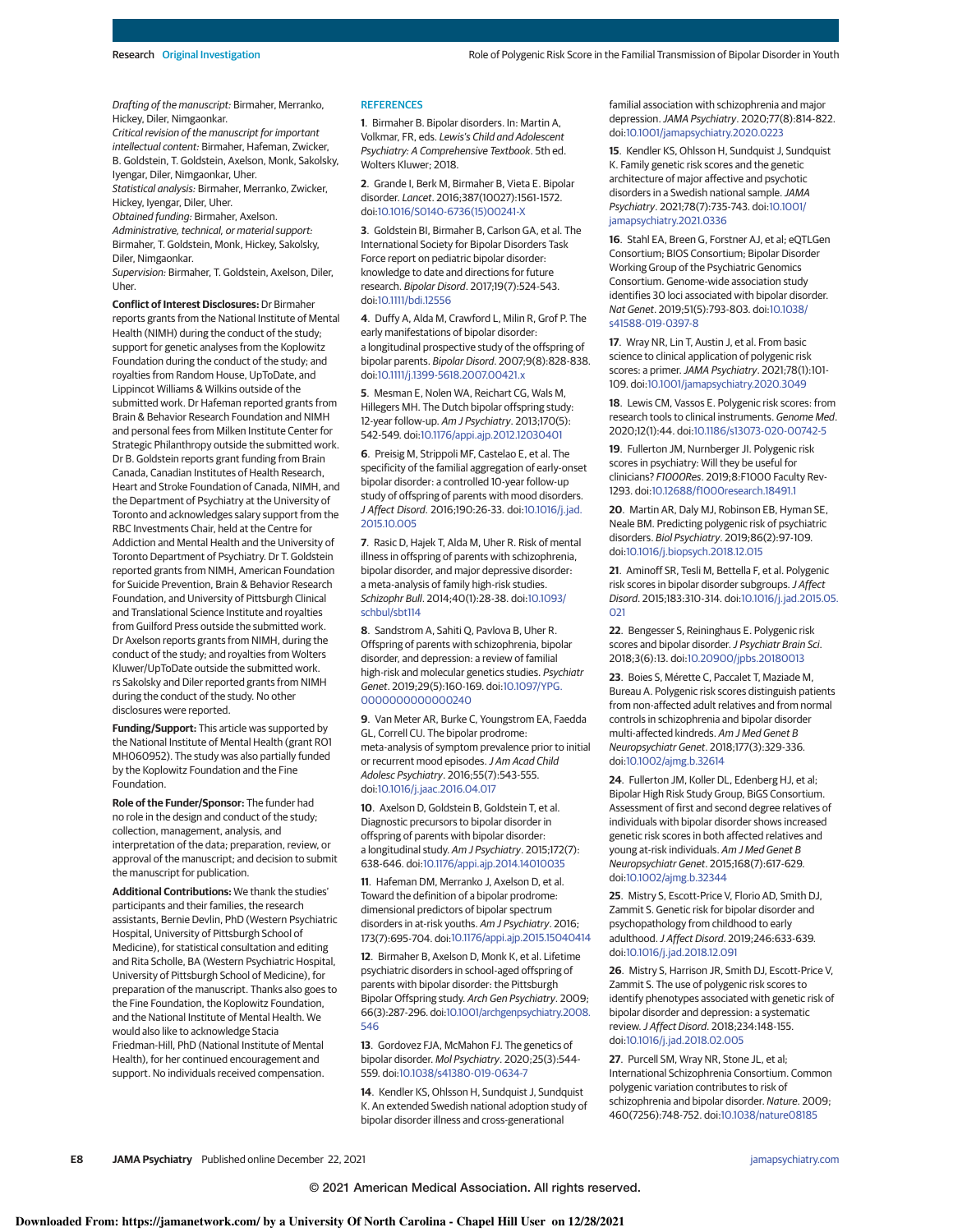*Drafting of the manuscript:* Birmaher, Merranko, Hickey, Diler, Nimgaonkar.
*Critical revision of the manuscript for important intellectual content:* Birmaher, Hafeman, Zwicker, B. Goldstein, T. Goldstein, Axelson, Monk, Sakolsky, Iyengar, Diler, Nimgaonkar, Uher.
*Statistical analysis:* Birmaher, Merranko, Zwicker, Hickey, Iyengar, Diler, Uher.
*Obtained funding:* Birmaher, Axelson.
*Administrative, technical, or material support:* Birmaher, T. Goldstein, Monk, Hickey, Sakolsky, Diler, Nimgaonkar.
*Supervision:* Birmaher, T. Goldstein, Axelson, Diler, Uher.

**Conflict of Interest Disclosures:** Dr Birmaher reports grants from the National Institute of Mental Health (NIMH) during the conduct of the study; support for genetic analyses from the Koplowitz Foundation during the conduct of the study; and royalties from Random House, UpToDate, and Lippincot Williams & Wilkins outside of the submitted work. Dr Hafeman reported grants from Brain & Behavior Research Foundation and NIMH and personal fees from Milken Institute Center for Strategic Philanthropy outside the submitted work. Dr B. Goldstein reports grant funding from Brain Canada, Canadian Institutes of Health Research, Heart and Stroke Foundation of Canada, NIMH, and the Department of Psychiatry at the University of Toronto and acknowledges salary support from the RBC Investments Chair, held at the Centre for Addiction and Mental Health and the University of Toronto Department of Psychiatry. Dr T. Goldstein reported grants from NIMH, American Foundation for Suicide Prevention, Brain & Behavior Research Foundation, and University of Pittsburgh Clinical and Translational Science Institute and royalties from Guilford Press outside the submitted work. Dr Axelson reports grants from NIMH, during the conduct of the study; and royalties from Wolters Kluwer/UpToDate outside the submitted work. rs Sakolsky and Diler reported grants from NIMH during the conduct of the study. No other disclosures were reported.

**Funding/Support:** This article was supported by the National Institute of Mental Health (grant R01 MH060952). The study was also partially funded by the Koplowitz Foundation and the Fine Foundation.

**Role of the Funder/Sponsor:** The funder had no role in the design and conduct of the study; collection, management, analysis, and interpretation of the data; preparation, review, or approval of the manuscript; and decision to submit the manuscript for publication.

**Additional Contributions:** We thank the studies' participants and their families, the research assistants, Bernie Devlin, PhD (Western Psychiatric Hospital, University of Pittsburgh School of Medicine), for statistical consultation and editing and Rita Scholle, BA (Western Psychiatric Hospital, University of Pittsburgh School of Medicine), for preparation of the manuscript. Thanks also goes to the Fine Foundation, the Koplowitz Foundation, and the National Institute of Mental Health. We would also like to acknowledge Stacia Friedman-Hill, PhD (National Institute of Mental Health), for her continued encouragement and support. No individuals received compensation.

## REFERENCES

1. Birmaher B. Bipolar disorders. In: Martin A, Volkmar, FR, eds. *Lewis's Child and Adolescent Psychiatry: A Comprehensive Textbook*. 5th ed. Wolters Kluwer; 2018.

2. Grande I, Berk M, Birmaher B, Vieta E. Bipolar disorder. *Lancet*. 2016;387(10027):1561-1572. doi:10.1016/S0140-6736(15)00241-X

3. Goldstein BI, Birmaher B, Carlson GA, et al. The International Society for Bipolar Disorders Task Force report on pediatric bipolar disorder: knowledge to date and directions for future research. *Bipolar Disord*. 2017;19(7):524-543. doi:10.1111/bdi.12556

4. Duffy A, Alda M, Crawford L, Milin R, Grof P. The early manifestations of bipolar disorder: a longitudinal prospective study of the offspring of bipolar parents. *Bipolar Disord*. 2007;9(8):828-838. doi:10.1111/j.1399-5618.2007.00421.x

5. Mesman E, Nolen WA, Reichart CG, Wals M, Hillegers MH. The Dutch bipolar offspring study: 12-year follow-up. *Am J Psychiatry*. 2013;170(5): 542-549. doi:10.1176/appi.ajp.2012.12030401

6. Preisig M, Strippoli MF, Castelao E, et al. The specificity of the familial aggregation of early-onset bipolar disorder: a controlled 10-year follow-up study of offspring of parents with mood disorders. *J Affect Disord*. 2016;190:26-33. doi:10.1016/j.jad.2015.10.005

7. Rasic D, Hajek T, Alda M, Uher R. Risk of mental illness in offspring of parents with schizophrenia, bipolar disorder, and major depressive disorder: a meta-analysis of family high-risk studies. *Schizophr Bull*. 2014;40(1):28-38. doi:10.1093/schbul/sbt114

8. Sandstrom A, Sahiti Q, Pavlova B, Uher R. Offspring of parents with schizophrenia, bipolar disorder, and depression: a review of familial high-risk and molecular genetics studies. *Psychiatr Genet*. 2019;29(5):160-169. doi:10.1097/YPG.0000000000000240

9. Van Meter AR, Burke C, Youngstrom EA, Faedda GL, Correll CU. The bipolar prodrome: meta-analysis of symptom prevalence prior to initial or recurrent mood episodes. *J Am Acad Child Adolesc Psychiatry*. 2016;55(7):543-555. doi:10.1016/j.jaac.2016.04.017

10. Axelson D, Goldstein B, Goldstein T, et al. Diagnostic precursors to bipolar disorder in offspring of parents with bipolar disorder: a longitudinal study. *Am J Psychiatry*. 2015;172(7): 638-646. doi:10.1176/appi.ajp.2014.14010035

11. Hafeman DM, Merranko J, Axelson D, et al. Toward the definition of a bipolar prodrome: dimensional predictors of bipolar spectrum disorders in at-risk youths. *Am J Psychiatry*. 2016; 173(7):695-704. doi:10.1176/appi.ajp.2015.15040414

12. Birmaher B, Axelson D, Monk K, et al. Lifetime psychiatric disorders in school-aged offspring of parents with bipolar disorder: the Pittsburgh Bipolar Offspring study. *Arch Gen Psychiatry*. 2009; 66(3):287-296. doi:10.1001/archgenpsychiatry.2008.546

13. Gordovez FJA, McMahon FJ. The genetics of bipolar disorder. *Mol Psychiatry*. 2020;25(3):544-559. doi:10.1038/s41380-019-0634-7

14. Kendler KS, Ohlsson H, Sundquist J, Sundquist K. An extended Swedish national adoption study of bipolar disorder illness and cross-generational familial association with schizophrenia and major depression. *JAMA Psychiatry*. 2020;77(8):814-822. doi:10.1001/jamapsychiatry.2020.0223

15. Kendler KS, Ohlsson H, Sundquist J, Sundquist K. Family genetic risk scores and the genetic architecture of major affective and psychotic disorders in a Swedish national sample. *JAMA Psychiatry*. 2021;78(7):735-743. doi:10.1001/jamapsychiatry.2021.0336

16. Stahl EA, Breen G, Forstner AJ, et al; eQTLGen Consortium; BIOS Consortium; Bipolar Disorder Working Group of the Psychiatric Genomics Consortium. Genome-wide association study identifies 30 loci associated with bipolar disorder. *Nat Genet*. 2019;51(5):793-803. doi:10.1038/s41588-019-0397-8

17. Wray NR, Lin T, Austin J, et al. From basic science to clinical application of polygenic risk scores: a primer. *JAMA Psychiatry*. 2021;78(1):101-109. doi:10.1001/jamapsychiatry.2020.3049

18. Lewis CM, Vassos E. Polygenic risk scores: from research tools to clinical instruments. *Genome Med*. 2020;12(1):44. doi:10.1186/s13073-020-00742-5

19. Fullerton JM, Nurnberger JI. Polygenic risk scores in psychiatry: Will they be useful for clinicians? *F1000Res*. 2019;8:F1000 Faculty Rev-1293. doi:10.12688/f1000research.18491.1

20. Martin AR, Daly MJ, Robinson EB, Hyman SE, Neale BM. Predicting polygenic risk of psychiatric disorders. *Biol Psychiatry*. 2019;86(2):97-109. doi:10.1016/j.biopsych.2018.12.015

21. Aminoff SR, Tesli M, Bettella F, et al. Polygenic risk scores in bipolar disorder subgroups. *J Affect Disord*. 2015;183:310-314. doi:10.1016/j.jad.2015.05.021

22. Bengesser S, Reininghaus E. Polygenic risk scores and bipolar disorder. *J Psychiatr Brain Sci*. 2018;3(6):13. doi:10.20900/jpbs.20180013

23. Boies S, Mérette C, Paccalet T, Maziade M, Bureau A. Polygenic risk scores distinguish patients from non-affected adult relatives and from normal controls in schizophrenia and bipolar disorder multi-affected kindreds. *Am J Med Genet B Neuropsychiatr Genet*. 2018;177(3):329-336. doi:10.1002/ajmg.b.32614

24. Fullerton JM, Koller DL, Edenberg HJ, et al; Bipolar High Risk Study Group, BiGS Consortium. Assessment of first and second degree relatives of individuals with bipolar disorder shows increased genetic risk scores in both affected relatives and young at-risk individuals. *Am J Med Genet B Neuropsychiatr Genet*. 2015;168(7):617-629. doi:10.1002/ajmg.b.32344

25. Mistry S, Escott-Price V, Florio AD, Smith DJ, Zammit S. Genetic risk for bipolar disorder and psychopathology from childhood to early adulthood. *J Affect Disord*. 2019;246:633-639. doi:10.1016/j.jad.2018.12.091

26. Mistry S, Harrison JR, Smith DJ, Escott-Price V, Zammit S. The use of polygenic risk scores to identify phenotypes associated with genetic risk of bipolar disorder and depression: a systematic review. *J Affect Disord*. 2018;234:148-155. doi:10.1016/j.jad.2018.02.005

27. Purcell SM, Wray NR, Stone JL, et al; International Schizophrenia Consortium. Common polygenic variation contributes to risk of schizophrenia and bipolar disorder. *Nature*. 2009; 460(7256):748-752. doi:10.1038/nature08185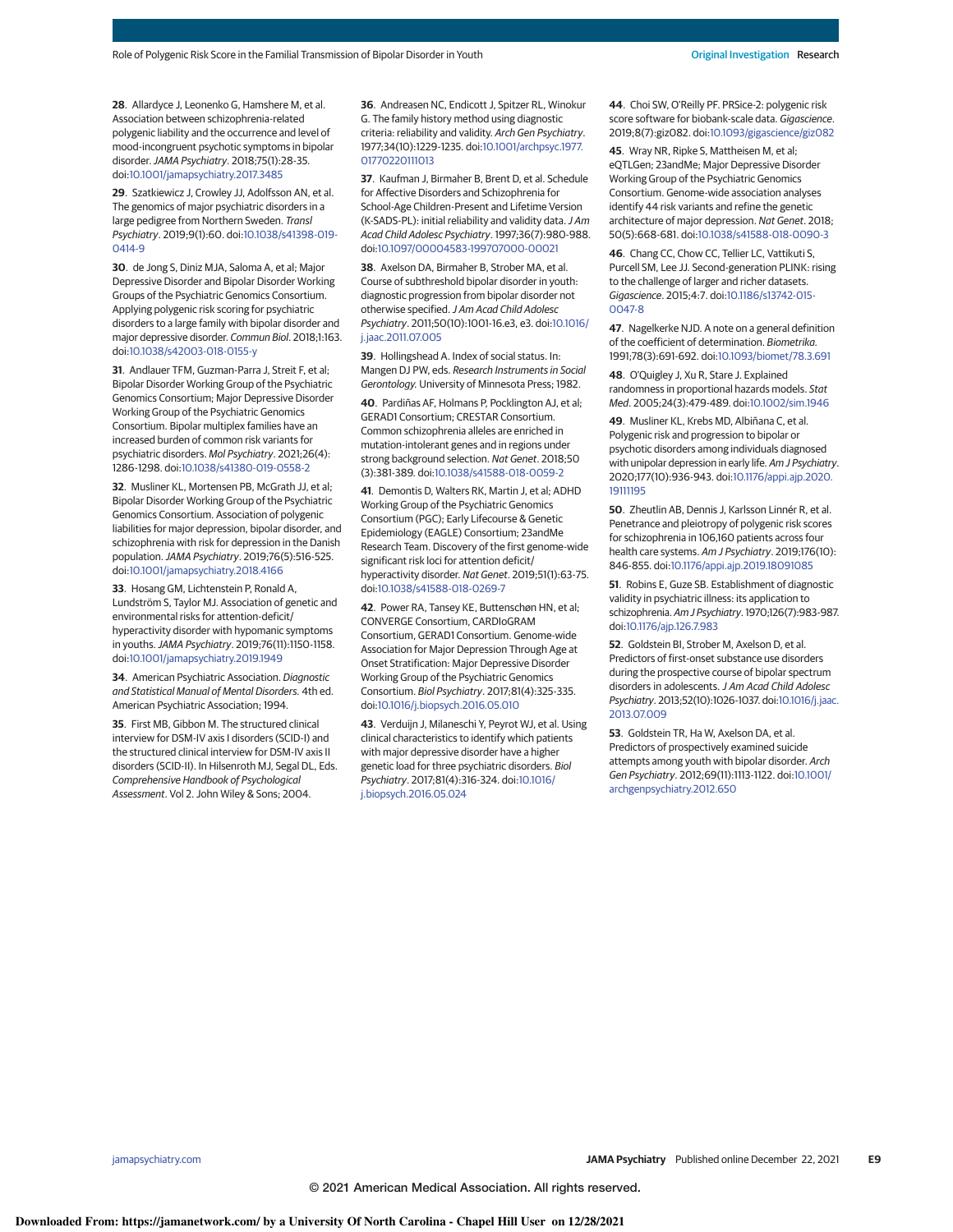28. Allardyce J, Leonenko G, Hamshere M, et al. Association between schizophrenia-related polygenic liability and the occurrence and level of mood-incongruent psychotic symptoms in bipolar disorder. *JAMA Psychiatry*. 2018;75(1):28-35. doi:10.1001/jamapsychiatry.2017.3485

29. Szatkiewicz J, Crowley JJ, Adolfsson AN, et al. The genomics of major psychiatric disorders in a large pedigree from Northern Sweden. *Transl Psychiatry*. 2019;9(1):60. doi:10.1038/s41398-019-0414-9

30. de Jong S, Diniz MJA, Saloma A, et al; Major Depressive Disorder and Bipolar Disorder Working Groups of the Psychiatric Genomics Consortium. Applying polygenic risk scoring for psychiatric disorders to a large family with bipolar disorder and major depressive disorder. *Commun Biol*. 2018;1:163. doi:10.1038/s42003-018-0155-y

31. Andlauer TFM, Guzman-Parra J, Streit F, et al; Bipolar Disorder Working Group of the Psychiatric Genomics Consortium; Major Depressive Disorder Working Group of the Psychiatric Genomics Consortium. Bipolar multiplex families have an increased burden of common risk variants for psychiatric disorders. *Mol Psychiatry*. 2021;26(4):1286-1298. doi:10.1038/s41380-019-0558-2

32. Musliner KL, Mortensen PB, McGrath JJ, et al; Bipolar Disorder Working Group of the Psychiatric Genomics Consortium. Association of polygenic liabilities for major depression, bipolar disorder, and schizophrenia with risk for depression in the Danish population. *JAMA Psychiatry*. 2019;76(5):516-525. doi:10.1001/jamapsychiatry.2018.4166

33. Hosang GM, Lichtenstein P, Ronald A, Lundström S, Taylor MJ. Association of genetic and environmental risks for attention-deficit/hyperactivity disorder with hypomanic symptoms in youths. *JAMA Psychiatry*. 2019;76(11):1150-1158. doi:10.1001/jamapsychiatry.2019.1949

34. American Psychiatric Association. *Diagnostic and Statistical Manual of Mental Disorders*. 4th ed. American Psychiatric Association; 1994.

35. First MB, Gibbon M. The structured clinical interview for DSM-IV axis I disorders (SCID-I) and the structured clinical interview for DSM-IV axis II disorders (SCID-II). In Hilsenroth MJ, Segal DL, Eds. *Comprehensive Handbook of Psychological Assessment*. Vol 2. John Wiley & Sons; 2004.

36. Andreasen NC, Endicott J, Spitzer RL, Winokur G. The family history method using diagnostic criteria: reliability and validity. *Arch Gen Psychiatry*. 1977;34(10):1229-1235. doi:10.1001/archpsyc.1977.01770220111013

37. Kaufman J, Birmaher B, Brent D, et al. Schedule for Affective Disorders and Schizophrenia for School-Age Children-Present and Lifetime Version (K-SADS-PL): initial reliability and validity data. *J Am Acad Child Adolesc Psychiatry*. 1997;36(7):980-988. doi:10.1097/00004583-199707000-00021

38. Axelson DA, Birmaher B, Strober MA, et al. Course of subthreshold bipolar disorder in youth: diagnostic progression from bipolar disorder not otherwise specified. *J Am Acad Child Adolesc Psychiatry*. 2011;50(10):1001-16.e3, e3. doi:10.1016/j.jaac.2011.07.005

39. Hollingshead A. Index of social status. In: Mangen DJ PW, eds. *Research Instruments in Social Gerontology*. University of Minnesota Press; 1982.

40. Pardiñas AF, Holmans P, Pocklington AJ, et al; GERAD1 Consortium; CRESTAR Consortium. Common schizophrenia alleles are enriched in mutation-intolerant genes and in regions under strong background selection. *Nat Genet*. 2018;50(3):381-389. doi:10.1038/s41588-018-0059-2

41. Demontis D, Walters RK, Martin J, et al; ADHD Working Group of the Psychiatric Genomics Consortium (PGC); Early Lifecourse & Genetic Epidemiology (EAGLE) Consortium; 23andMe Research Team. Discovery of the first genome-wide significant risk loci for attention deficit/hyperactivity disorder. *Nat Genet*. 2019;51(1):63-75. doi:10.1038/s41588-018-0269-7

42. Power RA, Tansey KE, Buttenschøn HN, et al; CONVERGE Consortium, CARDIoGRAM Consortium, GERAD1 Consortium. Genome-wide Association for Major Depression Through Age at Onset Stratification: Major Depressive Disorder Working Group of the Psychiatric Genomics Consortium. *Biol Psychiatry*. 2017;81(4):325-335. doi:10.1016/j.biopsych.2016.05.010

43. Verduijn J, Milaneschi Y, Peyrot WJ, et al. Using clinical characteristics to identify which patients with major depressive disorder have a higher genetic load for three psychiatric disorders. *Biol Psychiatry*. 2017;81(4):316-324. doi:10.1016/j.biopsych.2016.05.024

44. Choi SW, O'Reilly PF. PRSice-2: polygenic risk score software for biobank-scale data. *Gigascience*. 2019;8(7):giz082. doi:10.1093/gigascience/giz082

45. Wray NR, Ripke S, Mattheisen M, et al; eQTLGen; 23andMe; Major Depressive Disorder Working Group of the Psychiatric Genomics Consortium. Genome-wide association analyses identify 44 risk variants and refine the genetic architecture of major depression. *Nat Genet*. 2018;50(5):668-681. doi:10.1038/s41588-018-0090-3

46. Chang CC, Chow CC, Tellier LC, Vattikuti S, Purcell SM, Lee JJ. Second-generation PLINK: rising to the challenge of larger and richer datasets. *Gigascience*. 2015;4:7. doi:10.1186/s13742-015-0047-8

47. Nagelkerke NJD. A note on a general definition of the coefficient of determination. *Biometrika*. 1991;78(3):691-692. doi:10.1093/biomet/78.3.691

48. O'Quigley J, Xu R, Stare J. Explained randomness in proportional hazards models. *Stat Med*. 2005;24(3):479-489. doi:10.1002/sim.1946

49. Musliner KL, Krebs MD, Albiñana C, et al. Polygenic risk and progression to bipolar or psychotic disorders among individuals diagnosed with unipolar depression in early life. *Am J Psychiatry*. 2020;177(10):936-943. doi:10.1176/appi.ajp.2020.19111195

50. Zheutlin AB, Dennis J, Karlsson Linnér R, et al. Penetrance and pleiotropy of polygenic risk scores for schizophrenia in 106,160 patients across four health care systems. *Am J Psychiatry*. 2019;176(10):846-855. doi:10.1176/appi.ajp.2019.18091085

51. Robins E, Guze SB. Establishment of diagnostic validity in psychiatric illness: its application to schizophrenia. *Am J Psychiatry*. 1970;126(7):983-987. doi:10.1176/ajp.126.7.983

52. Goldstein BI, Strober M, Axelson D, et al. Predictors of first-onset substance use disorders during the prospective course of bipolar spectrum disorders in adolescents. *J Am Acad Child Adolesc Psychiatry*. 2013;52(10):1026-1037. doi:10.1016/j.jaac.2013.07.009

53. Goldstein TR, Ha W, Axelson DA, et al. Predictors of prospectively examined suicide attempts among youth with bipolar disorder. *Arch Gen Psychiatry*. 2012;69(11):1113-1122. doi:10.1001/archgenpsychiatry.2012.650